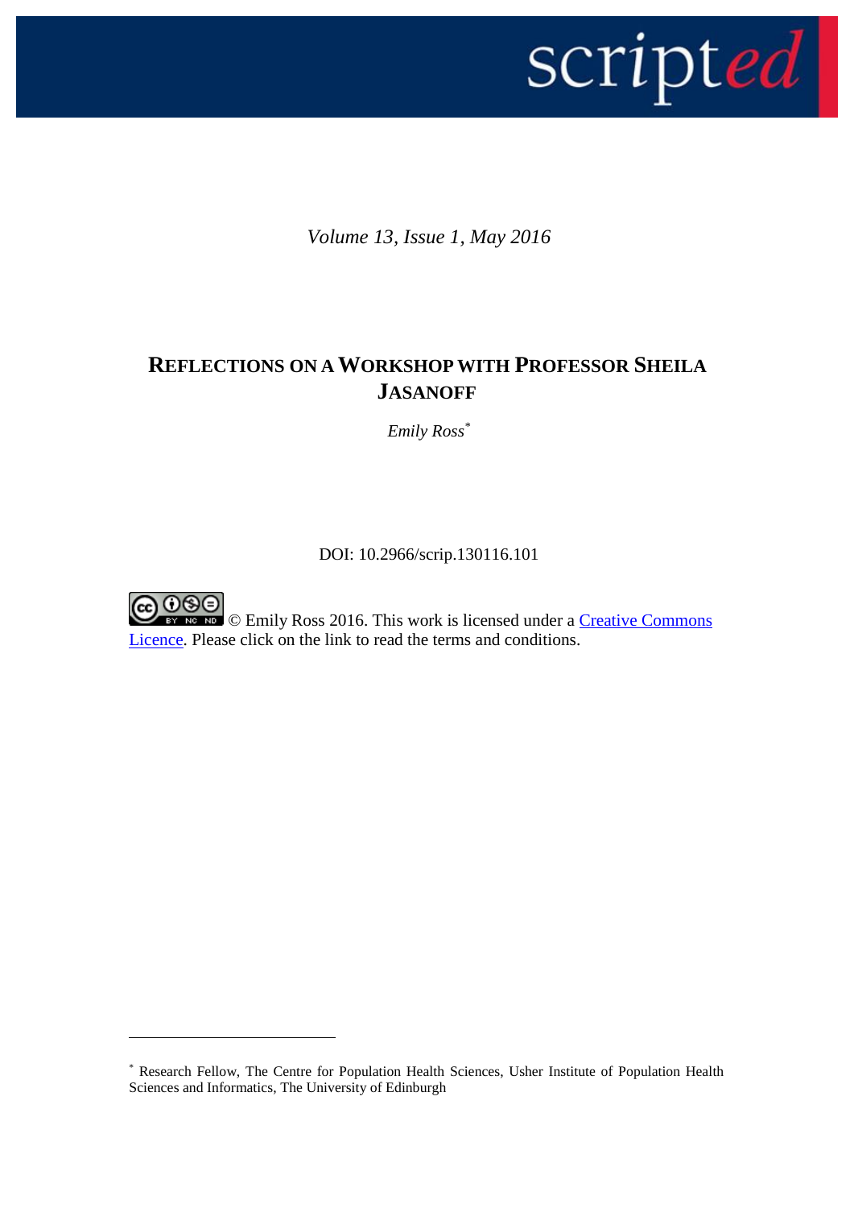*Volume 13, Issue 1, May 2016*

# REFLECTIONS ON A WORKSHOP WITH PROFESSOR SHEILA JASANOFF

*Emily Ross*[*]

DOI: 10.2966/scrip.130116.101

© Emily Ross 2016. This work is licensed under a Creative Commons Licence. Please click on the link to read the terms and conditions.

---

[*] Research Fellow, The Centre for Population Health Sciences, Usher Institute of Population Health Sciences and Informatics, The University of Edinburgh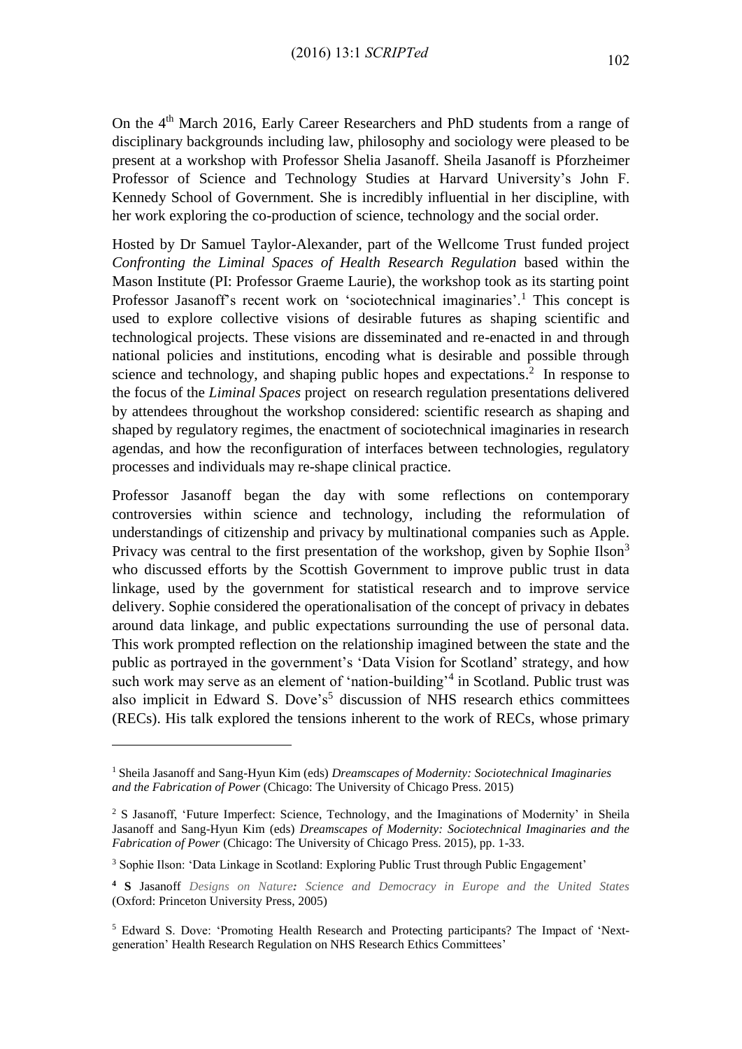On the 4[th] March 2016, Early Career Researchers and PhD students from a range of disciplinary backgrounds including law, philosophy and sociology were pleased to be present at a workshop with Professor Shelia Jasanoff. Sheila Jasanoff is Pforzheimer Professor of Science and Technology Studies at Harvard University's John F. Kennedy School of Government. She is incredibly influential in her discipline, with her work exploring the co-production of science, technology and the social order.

Hosted by Dr Samuel Taylor-Alexander, part of the Wellcome Trust funded project *Confronting the Liminal Spaces of Health Research Regulation* based within the Mason Institute (PI: Professor Graeme Laurie), the workshop took as its starting point Professor Jasanoff's recent work on 'sociotechnical imaginaries'.[1] This concept is used to explore collective visions of desirable futures as shaping scientific and technological projects. These visions are disseminated and re-enacted in and through national policies and institutions, encoding what is desirable and possible through science and technology, and shaping public hopes and expectations.[2] In response to the focus of the *Liminal Spaces* project on research regulation presentations delivered by attendees throughout the workshop considered: scientific research as shaping and shaped by regulatory regimes, the enactment of sociotechnical imaginaries in research agendas, and how the reconfiguration of interfaces between technologies, regulatory processes and individuals may re-shape clinical practice.

Professor Jasanoff began the day with some reflections on contemporary controversies within science and technology, including the reformulation of understandings of citizenship and privacy by multinational companies such as Apple. Privacy was central to the first presentation of the workshop, given by Sophie Ilson[3] who discussed efforts by the Scottish Government to improve public trust in data linkage, used by the government for statistical research and to improve service delivery. Sophie considered the operationalisation of the concept of privacy in debates around data linkage, and public expectations surrounding the use of personal data. This work prompted reflection on the relationship imagined between the state and the public as portrayed in the government's 'Data Vision for Scotland' strategy, and how such work may serve as an element of 'nation-building'[4] in Scotland. Public trust was also implicit in Edward S. Dove's[5] discussion of NHS research ethics committees (RECs). His talk explored the tensions inherent to the work of RECs, whose primary

---

[1] Sheila Jasanoff and Sang-Hyun Kim (eds) *Dreamscapes of Modernity: Sociotechnical Imaginaries and the Fabrication of Power* (Chicago: The University of Chicago Press. 2015)

[2] S Jasanoff, 'Future Imperfect: Science, Technology, and the Imaginations of Modernity' in Sheila Jasanoff and Sang-Hyun Kim (eds) *Dreamscapes of Modernity: Sociotechnical Imaginaries and the Fabrication of Power* (Chicago: The University of Chicago Press. 2015), pp. 1-33.

[3] Sophie Ilson: 'Data Linkage in Scotland: Exploring Public Trust through Public Engagement'

[4] **S** Jasanoff *Designs on Nature: Science and Democracy in Europe and the United States* (Oxford: Princeton University Press, 2005)

[5] Edward S. Dove: 'Promoting Health Research and Protecting participants? The Impact of 'Next-generation' Health Research Regulation on NHS Research Ethics Committees'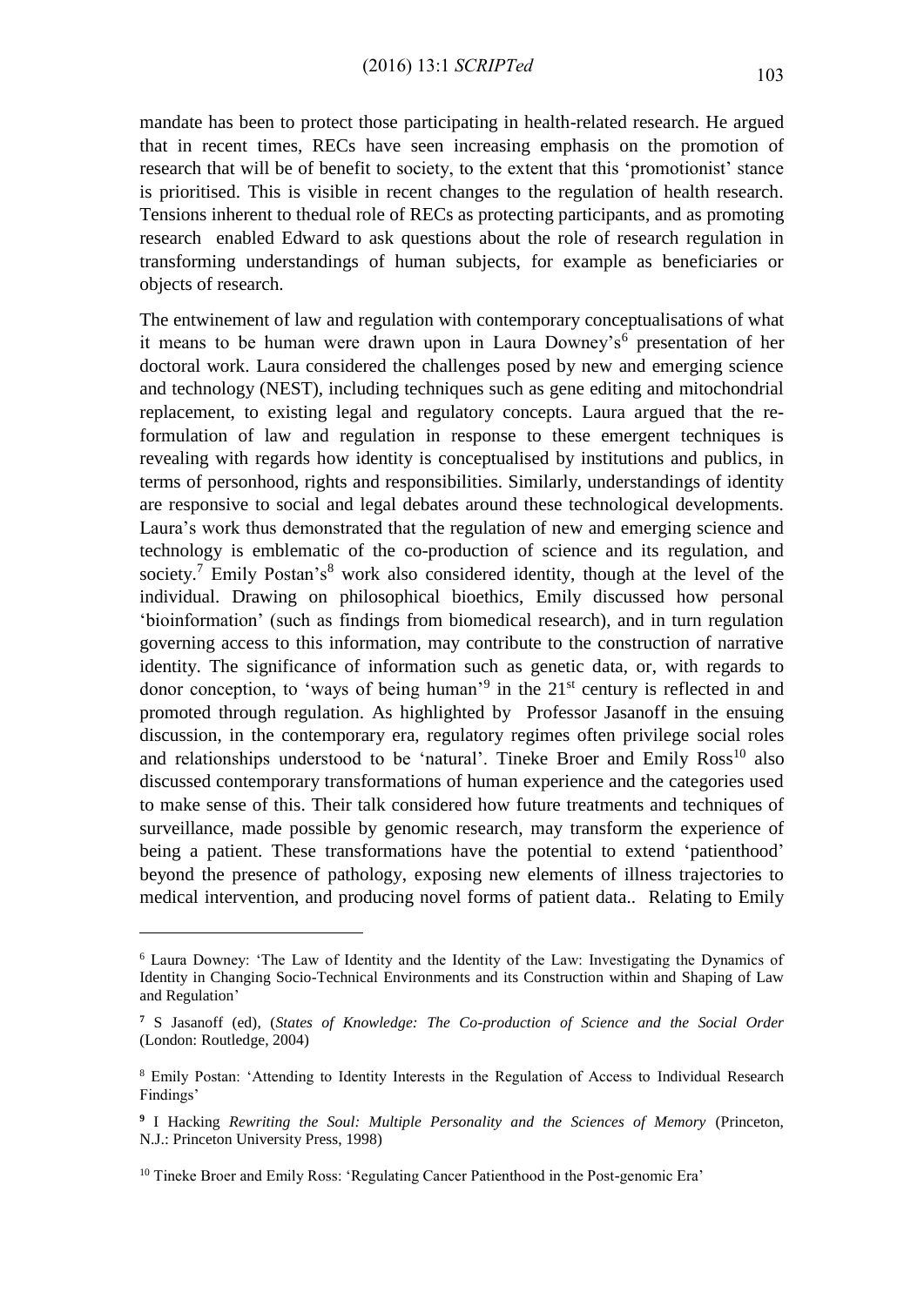mandate has been to protect those participating in health-related research. He argued that in recent times, RECs have seen increasing emphasis on the promotion of research that will be of benefit to society, to the extent that this 'promotionist' stance is prioritised. This is visible in recent changes to the regulation of health research. Tensions inherent to thedual role of RECs as protecting participants, and as promoting research enabled Edward to ask questions about the role of research regulation in transforming understandings of human subjects, for example as beneficiaries or objects of research.

The entwinement of law and regulation with contemporary conceptualisations of what it means to be human were drawn upon in Laura Downey's[6] presentation of her doctoral work. Laura considered the challenges posed by new and emerging science and technology (NEST), including techniques such as gene editing and mitochondrial replacement, to existing legal and regulatory concepts. Laura argued that the re-formulation of law and regulation in response to these emergent techniques is revealing with regards how identity is conceptualised by institutions and publics, in terms of personhood, rights and responsibilities. Similarly, understandings of identity are responsive to social and legal debates around these technological developments. Laura's work thus demonstrated that the regulation of new and emerging science and technology is emblematic of the co-production of science and its regulation, and society.[7] Emily Postan's[8] work also considered identity, though at the level of the individual. Drawing on philosophical bioethics, Emily discussed how personal 'bioinformation' (such as findings from biomedical research), and in turn regulation governing access to this information, may contribute to the construction of narrative identity. The significance of information such as genetic data, or, with regards to donor conception, to 'ways of being human'[9] in the 21st century is reflected in and promoted through regulation. As highlighted by Professor Jasanoff in the ensuing discussion, in the contemporary era, regulatory regimes often privilege social roles and relationships understood to be 'natural'. Tineke Broer and Emily Ross[10] also discussed contemporary transformations of human experience and the categories used to make sense of this. Their talk considered how future treatments and techniques of surveillance, made possible by genomic research, may transform the experience of being a patient. These transformations have the potential to extend 'patienthood' beyond the presence of pathology, exposing new elements of illness trajectories to medical intervention, and producing novel forms of patient data.. Relating to Emily

---

[6] Laura Downey: 'The Law of Identity and the Identity of the Law: Investigating the Dynamics of Identity in Changing Socio-Technical Environments and its Construction within and Shaping of Law and Regulation'

[7] S Jasanoff (ed), (*States of Knowledge: The Co-production of Science and the Social Order* (London: Routledge, 2004)

[8] Emily Postan: 'Attending to Identity Interests in the Regulation of Access to Individual Research Findings'

[9] I Hacking *Rewriting the Soul: Multiple Personality and the Sciences of Memory* (Princeton, N.J.: Princeton University Press, 1998)

[10] Tineke Broer and Emily Ross: 'Regulating Cancer Patienthood in the Post-genomic Era'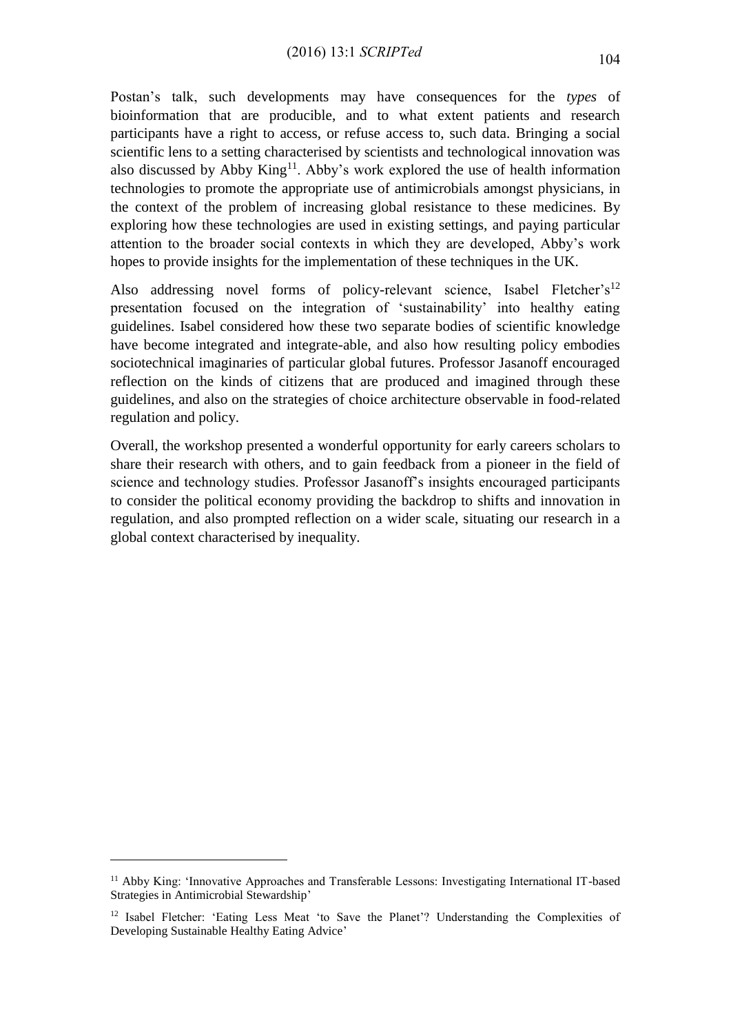Postan's talk, such developments may have consequences for the *types* of bioinformation that are producible, and to what extent patients and research participants have a right to access, or refuse access to, such data. Bringing a social scientific lens to a setting characterised by scientists and technological innovation was also discussed by Abby King[11]. Abby's work explored the use of health information technologies to promote the appropriate use of antimicrobials amongst physicians, in the context of the problem of increasing global resistance to these medicines. By exploring how these technologies are used in existing settings, and paying particular attention to the broader social contexts in which they are developed, Abby's work hopes to provide insights for the implementation of these techniques in the UK.

Also addressing novel forms of policy-relevant science, Isabel Fletcher's[12] presentation focused on the integration of 'sustainability' into healthy eating guidelines. Isabel considered how these two separate bodies of scientific knowledge have become integrated and integrate-able, and also how resulting policy embodies sociotechnical imaginaries of particular global futures. Professor Jasanoff encouraged reflection on the kinds of citizens that are produced and imagined through these guidelines, and also on the strategies of choice architecture observable in food-related regulation and policy.

Overall, the workshop presented a wonderful opportunity for early careers scholars to share their research with others, and to gain feedback from a pioneer in the field of science and technology studies. Professor Jasanoff's insights encouraged participants to consider the political economy providing the backdrop to shifts and innovation in regulation, and also prompted reflection on a wider scale, situating our research in a global context characterised by inequality.

---

[11] Abby King: 'Innovative Approaches and Transferable Lessons: Investigating International IT-based Strategies in Antimicrobial Stewardship'

[12] Isabel Fletcher: 'Eating Less Meat 'to Save the Planet'? Understanding the Complexities of Developing Sustainable Healthy Eating Advice'